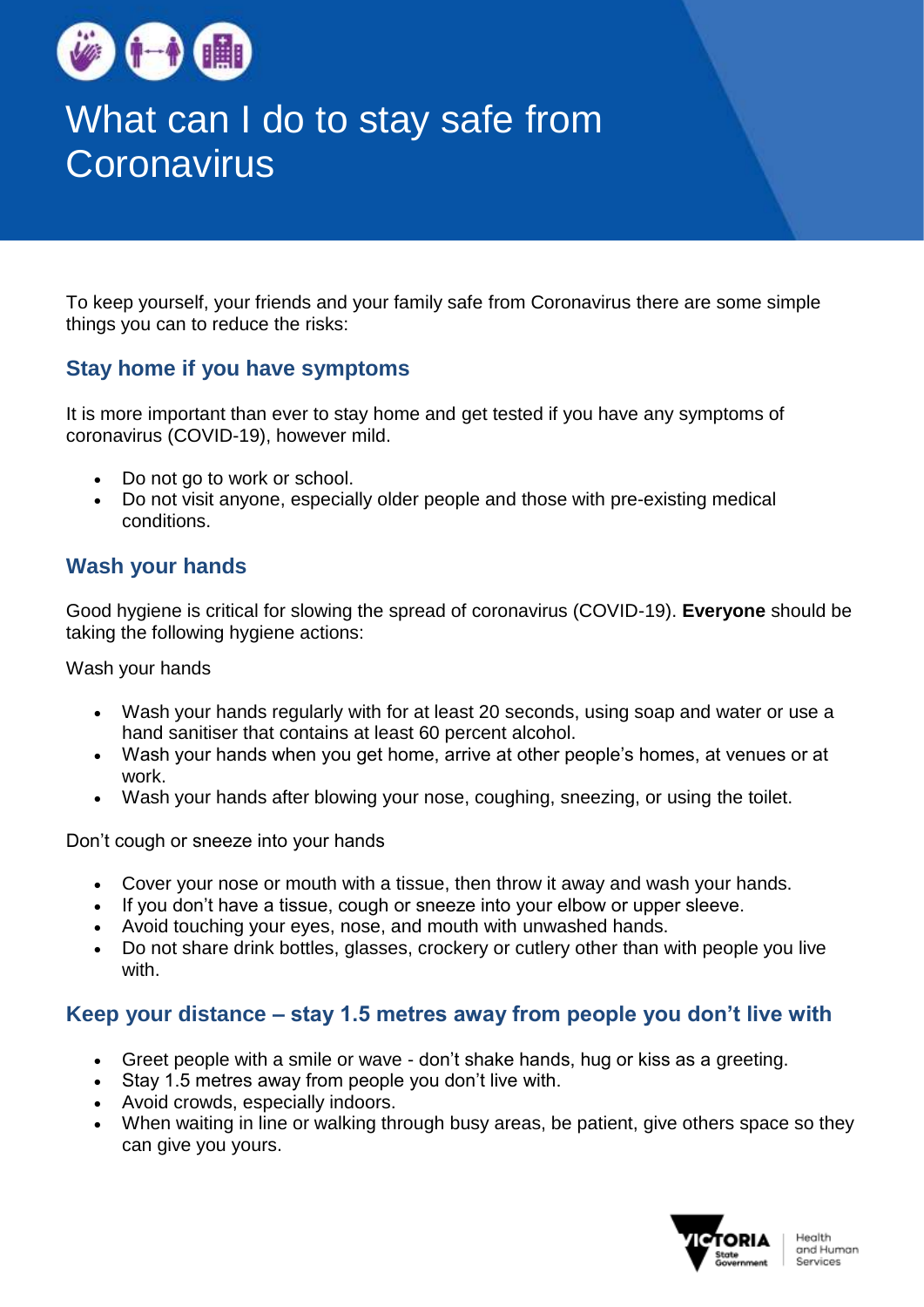# What can I do to stay safe from Coronavirus

To keep yourself, your friends and your family safe from Coronavirus there are some simple things you can to reduce the risks:

## Stay home if you have symptoms

It is more important than ever to stay home and get tested if you have any symptoms of coronavirus (COVID-19), however mild.

- Do not go to work or school.
- Do not visit anyone, especially older people and those with pre-existing medical conditions.

## Wash your hands

Good hygiene is critical for slowing the spread of coronavirus (COVID-19). **Everyone** should be taking the following hygiene actions:

Wash your hands

- Wash your hands regularly with for at least 20 seconds, using soap and water or use a hand sanitiser that contains at least 60 percent alcohol.
- Wash your hands when you get home, arrive at other people's homes, at venues or at work.
- Wash your hands after blowing your nose, coughing, sneezing, or using the toilet.

Don't cough or sneeze into your hands

- Cover your nose or mouth with a tissue, then throw it away and wash your hands.
- If you don't have a tissue, cough or sneeze into your elbow or upper sleeve.
- Avoid touching your eyes, nose, and mouth with unwashed hands.
- Do not share drink bottles, glasses, crockery or cutlery other than with people you live with.

## Keep your distance – stay 1.5 metres away from people you don't live with

- Greet people with a smile or wave - don't shake hands, hug or kiss as a greeting.
- Stay 1.5 metres away from people you don't live with.
- Avoid crowds, especially indoors.
- When waiting in line or walking through busy areas, be patient, give others space so they can give you yours.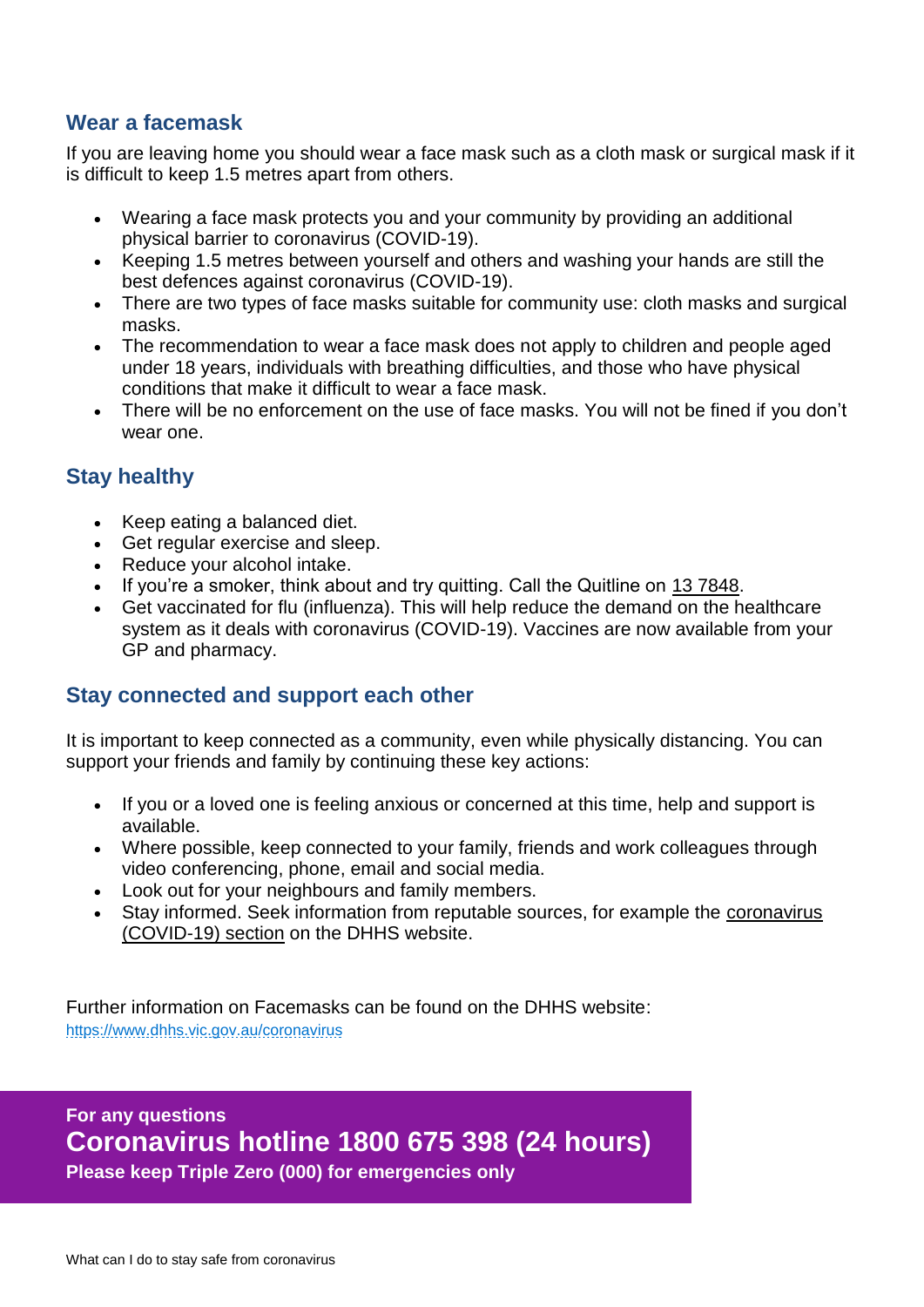## Wear a facemask

If you are leaving home you should wear a face mask such as a cloth mask or surgical mask if it is difficult to keep 1.5 metres apart from others.

- Wearing a face mask protects you and your community by providing an additional physical barrier to coronavirus (COVID-19).
- Keeping 1.5 metres between yourself and others and washing your hands are still the best defences against coronavirus (COVID-19).
- There are two types of face masks suitable for community use: cloth masks and surgical masks.
- The recommendation to wear a face mask does not apply to children and people aged under 18 years, individuals with breathing difficulties, and those who have physical conditions that make it difficult to wear a face mask.
- There will be no enforcement on the use of face masks. You will not be fined if you don't wear one.

## Stay healthy

- Keep eating a balanced diet.
- Get regular exercise and sleep.
- Reduce your alcohol intake.
- If you're a smoker, think about and try quitting. Call the Quitline on 13 7848.
- Get vaccinated for flu (influenza). This will help reduce the demand on the healthcare system as it deals with coronavirus (COVID-19). Vaccines are now available from your GP and pharmacy.

## Stay connected and support each other

It is important to keep connected as a community, even while physically distancing. You can support your friends and family by continuing these key actions:

- If you or a loved one is feeling anxious or concerned at this time, help and support is available.
- Where possible, keep connected to your family, friends and work colleagues through video conferencing, phone, email and social media.
- Look out for your neighbours and family members.
- Stay informed. Seek information from reputable sources, for example the coronavirus (COVID-19) section on the DHHS website.

Further information on Facemasks can be found on the DHHS website:
https://www.dhhs.vic.gov.au/coronavirus

**For any questions**

**Coronavirus hotline 1800 675 398 (24 hours)**

**Please keep Triple Zero (000) for emergencies only**